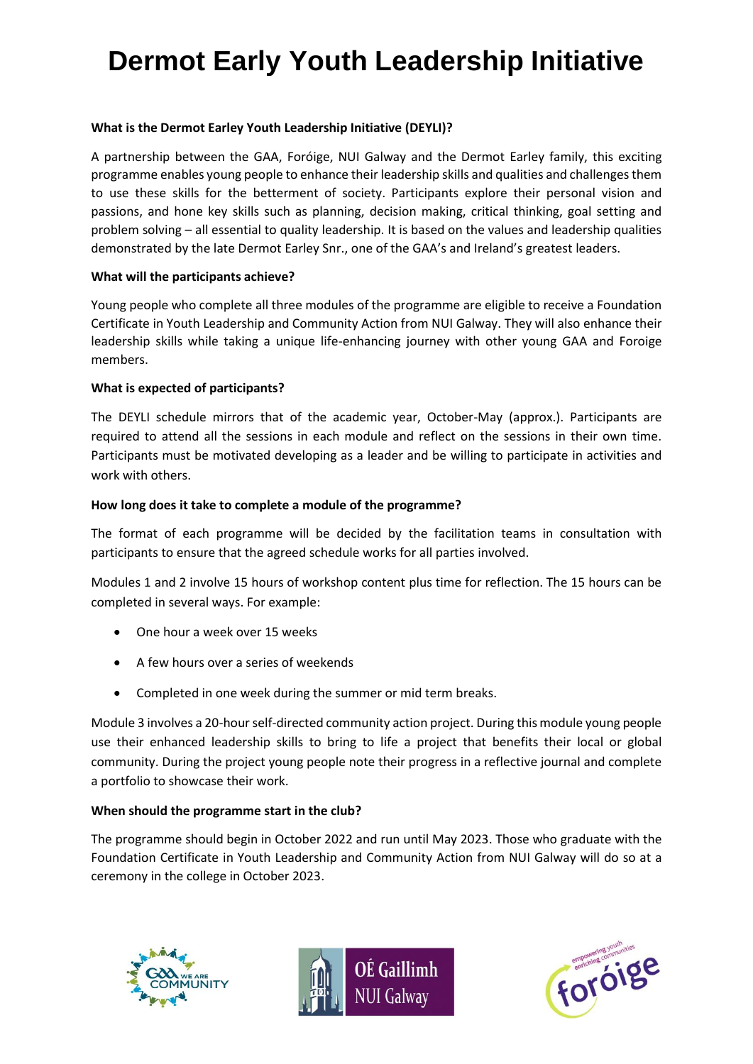# Dermot Early Youth Leadership Initiative

**What is the Dermot Earley Youth Leadership Initiative (DEYLI)?**

A partnership between the GAA, Foróige, NUI Galway and the Dermot Earley family, this exciting programme enables young people to enhance their leadership skills and qualities and challenges them to use these skills for the betterment of society. Participants explore their personal vision and passions, and hone key skills such as planning, decision making, critical thinking, goal setting and problem solving – all essential to quality leadership. It is based on the values and leadership qualities demonstrated by the late Dermot Earley Snr., one of the GAA's and Ireland's greatest leaders.

**What will the participants achieve?**

Young people who complete all three modules of the programme are eligible to receive a Foundation Certificate in Youth Leadership and Community Action from NUI Galway. They will also enhance their leadership skills while taking a unique life-enhancing journey with other young GAA and Foroige members.

**What is expected of participants?**

The DEYLI schedule mirrors that of the academic year, October-May (approx.). Participants are required to attend all the sessions in each module and reflect on the sessions in their own time. Participants must be motivated developing as a leader and be willing to participate in activities and work with others.

**How long does it take to complete a module of the programme?**

The format of each programme will be decided by the facilitation teams in consultation with participants to ensure that the agreed schedule works for all parties involved.

Modules 1 and 2 involve 15 hours of workshop content plus time for reflection. The 15 hours can be completed in several ways. For example:

- One hour a week over 15 weeks
- A few hours over a series of weekends
- Completed in one week during the summer or mid term breaks.

Module 3 involves a 20-hour self-directed community action project. During this module young people use their enhanced leadership skills to bring to life a project that benefits their local or global community. During the project young people note their progress in a reflective journal and complete a portfolio to showcase their work.

**When should the programme start in the club?**

The programme should begin in October 2022 and run until May 2023. Those who graduate with the Foundation Certificate in Youth Leadership and Community Action from NUI Galway will do so at a ceremony in the college in October 2023.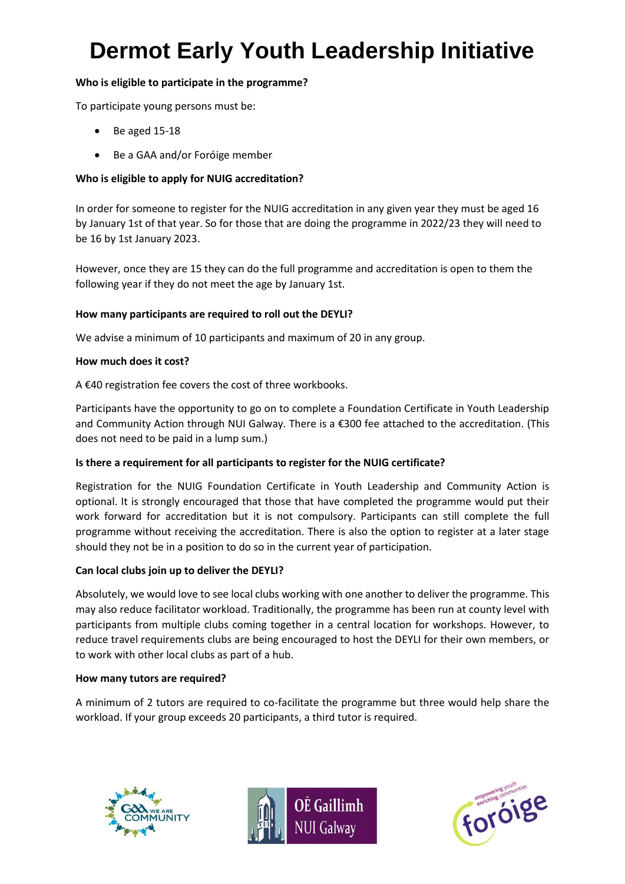# Dermot Early Youth Leadership Initiative

**Who is eligible to participate in the programme?**

To participate young persons must be:

- Be aged 15-18
- Be a GAA and/or Foróige member

**Who is eligible to apply for NUIG accreditation?**

In order for someone to register for the NUIG accreditation in any given year they must be aged 16 by January 1st of that year. So for those that are doing the programme in 2022/23 they will need to be 16 by 1st January 2023.

However, once they are 15 they can do the full programme and accreditation is open to them the following year if they do not meet the age by January 1st.

**How many participants are required to roll out the DEYLI?**

We advise a minimum of 10 participants and maximum of 20 in any group.

**How much does it cost?**

A €40 registration fee covers the cost of three workbooks.

Participants have the opportunity to go on to complete a Foundation Certificate in Youth Leadership and Community Action through NUI Galway. There is a €300 fee attached to the accreditation. (This does not need to be paid in a lump sum.)

**Is there a requirement for all participants to register for the NUIG certificate?**

Registration for the NUIG Foundation Certificate in Youth Leadership and Community Action is optional. It is strongly encouraged that those that have completed the programme would put their work forward for accreditation but it is not compulsory. Participants can still complete the full programme without receiving the accreditation. There is also the option to register at a later stage should they not be in a position to do so in the current year of participation.

**Can local clubs join up to deliver the DEYLI?**

Absolutely, we would love to see local clubs working with one another to deliver the programme. This may also reduce facilitator workload. Traditionally, the programme has been run at county level with participants from multiple clubs coming together in a central location for workshops. However, to reduce travel requirements clubs are being encouraged to host the DEYLI for their own members, or to work with other local clubs as part of a hub.

**How many tutors are required?**

A minimum of 2 tutors are required to co-facilitate the programme but three would help share the workload. If your group exceeds 20 participants, a third tutor is required.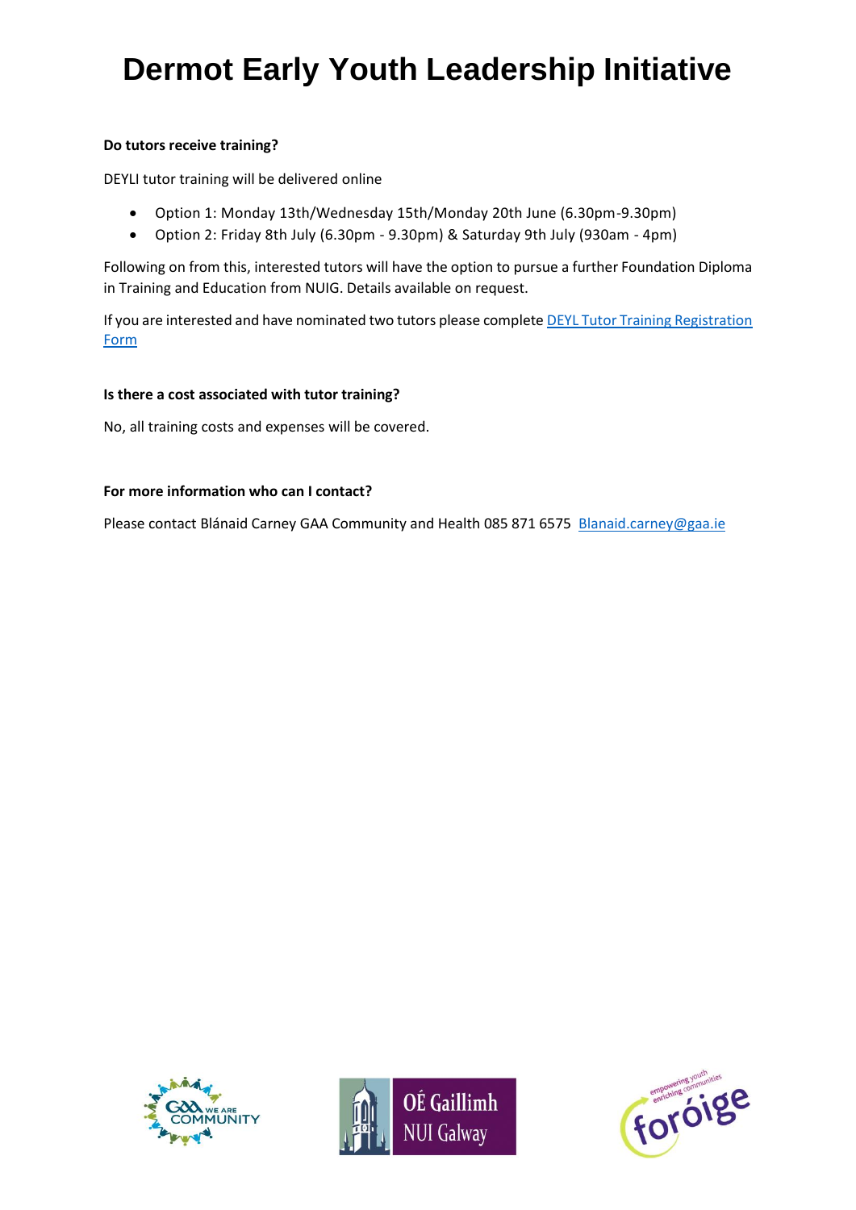# Dermot Early Youth Leadership Initiative

**Do tutors receive training?**

DEYLI tutor training will be delivered online

- Option 1: Monday 13th/Wednesday 15th/Monday 20th June (6.30pm-9.30pm)
- Option 2: Friday 8th July (6.30pm - 9.30pm) & Saturday 9th July (930am - 4pm)

Following on from this, interested tutors will have the option to pursue a further Foundation Diploma in Training and Education from NUIG. Details available on request.

If you are interested and have nominated two tutors please complete [DEYL Tutor Training Registration Form]

**Is there a cost associated with tutor training?**

No, all training costs and expenses will be covered.

**For more information who can I contact?**

Please contact Blánaid Carney GAA Community and Health 085 871 6575 Blanaid.carney@gaa.ie